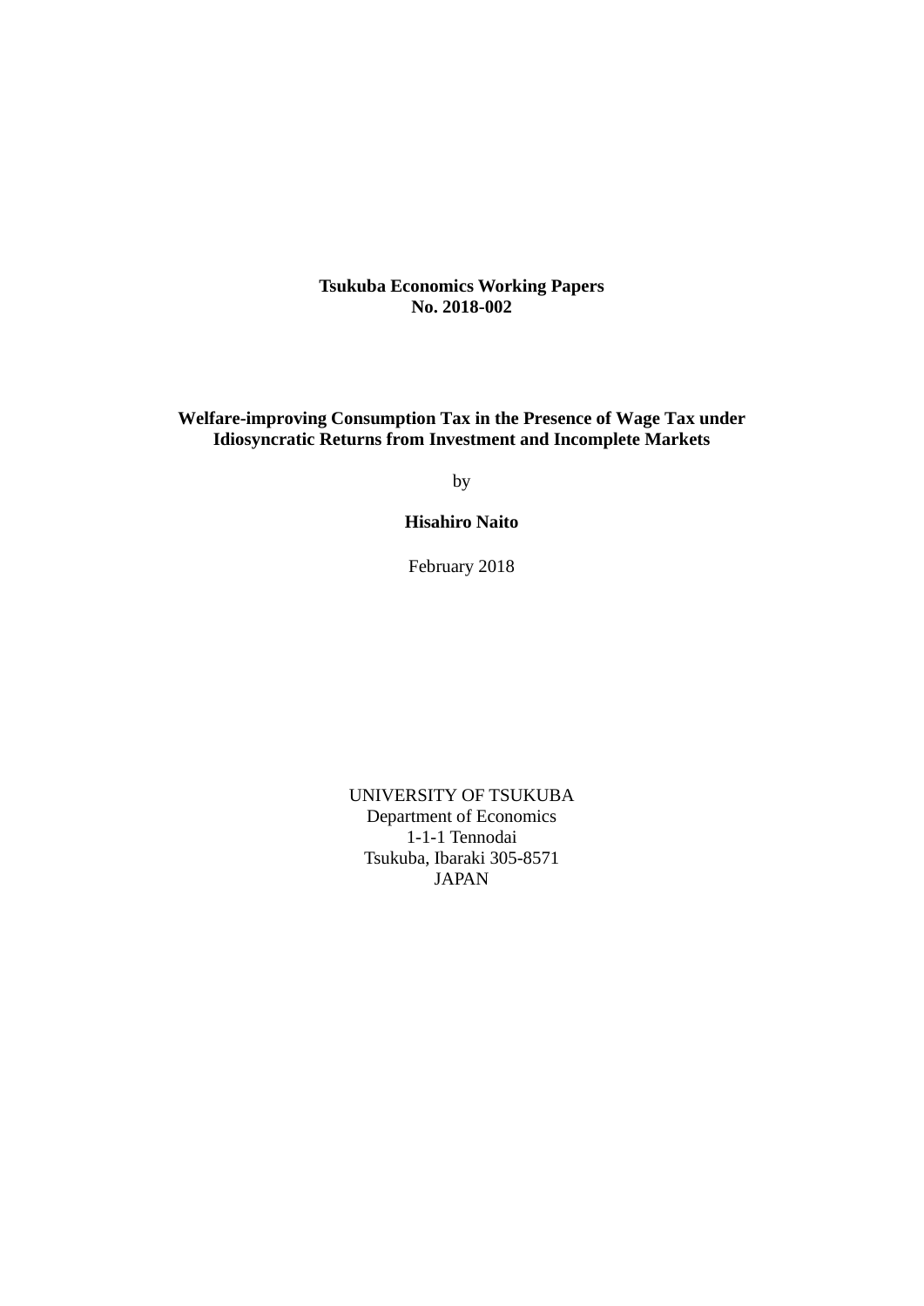**Tsukuba Economics Working Papers**
**No. 2018-002**

# Welfare-improving Consumption Tax in the Presence of Wage Tax under Idiosyncratic Returns from Investment and Incomplete Markets

by

**Hisahiro Naito**

February 2018

UNIVERSITY OF TSUKUBA
Department of Economics
1-1-1 Tennodai
Tsukuba, Ibaraki 305-8571
JAPAN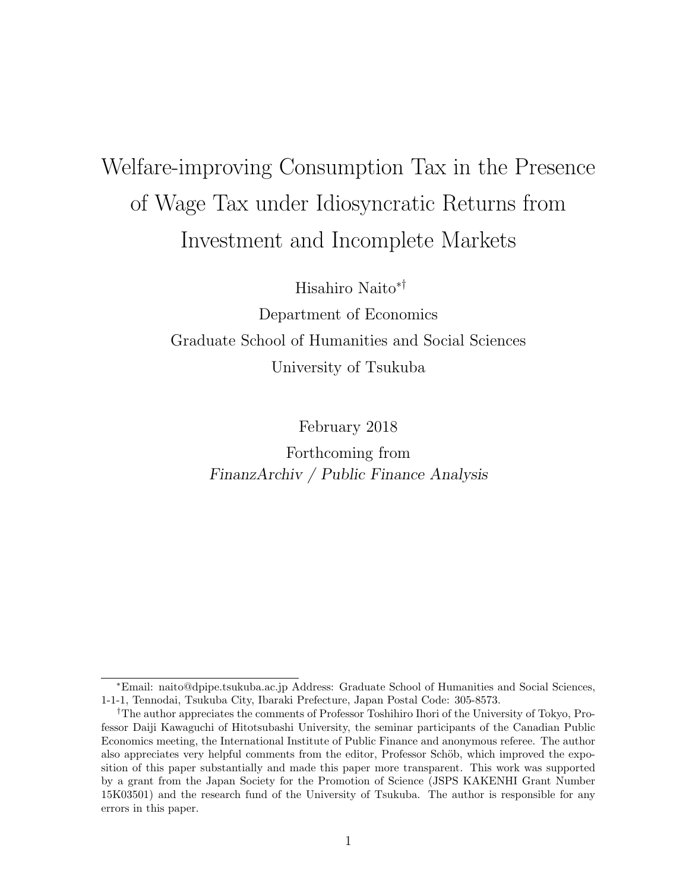# Welfare-improving Consumption Tax in the Presence of Wage Tax under Idiosyncratic Returns from Investment and Incomplete Markets

Hisahiro Naito[*†]

Department of Economics

Graduate School of Humanities and Social Sciences

University of Tsukuba

February 2018

Forthcoming from

*FinanzArchiv / Public Finance Analysis*

---

[*]Email: naito@dpipe.tsukuba.ac.jp Address: Graduate School of Humanities and Social Sciences, 1-1-1, Tennodai, Tsukuba City, Ibaraki Prefecture, Japan Postal Code: 305-8573.

[†]The author appreciates the comments of Professor Toshihiro Ihori of the University of Tokyo, Professor Daiji Kawaguchi of Hitotsubashi University, the seminar participants of the Canadian Public Economics meeting, the International Institute of Public Finance and anonymous referee. The author also appreciates very helpful comments from the editor, Professor Schöb, which improved the exposition of this paper substantially and made this paper more transparent. This work was supported by a grant from the Japan Society for the Promotion of Science (JSPS KAKENHI Grant Number 15K03501) and the research fund of the University of Tsukuba. The author is responsible for any errors in this paper.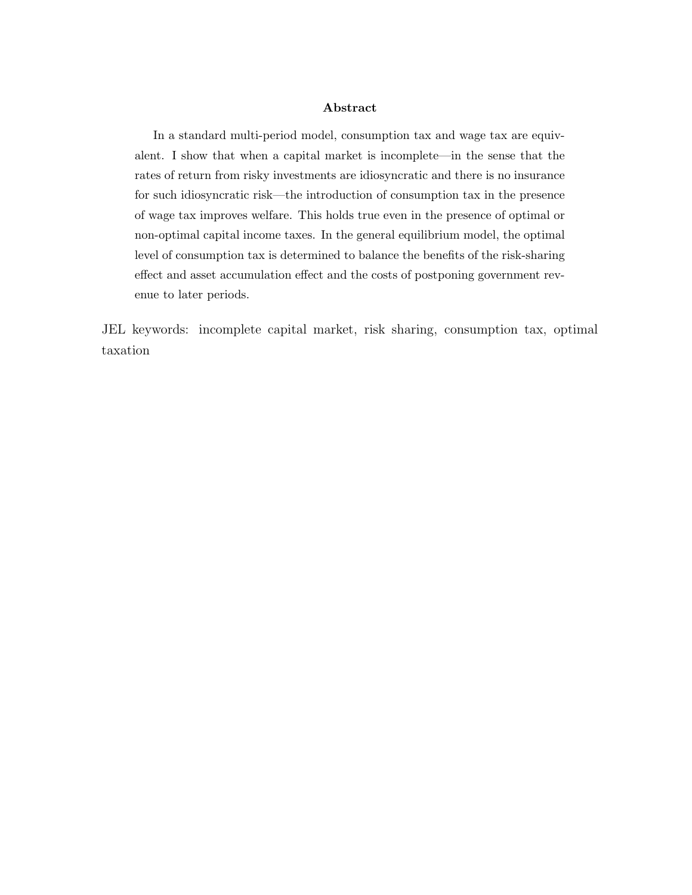**Abstract**

In a standard multi-period model, consumption tax and wage tax are equivalent. I show that when a capital market is incomplete—in the sense that the rates of return from risky investments are idiosyncratic and there is no insurance for such idiosyncratic risk—the introduction of consumption tax in the presence of wage tax improves welfare. This holds true even in the presence of optimal or non-optimal capital income taxes. In the general equilibrium model, the optimal level of consumption tax is determined to balance the benefits of the risk-sharing effect and asset accumulation effect and the costs of postponing government revenue to later periods.

JEL keywords: incomplete capital market, risk sharing, consumption tax, optimal taxation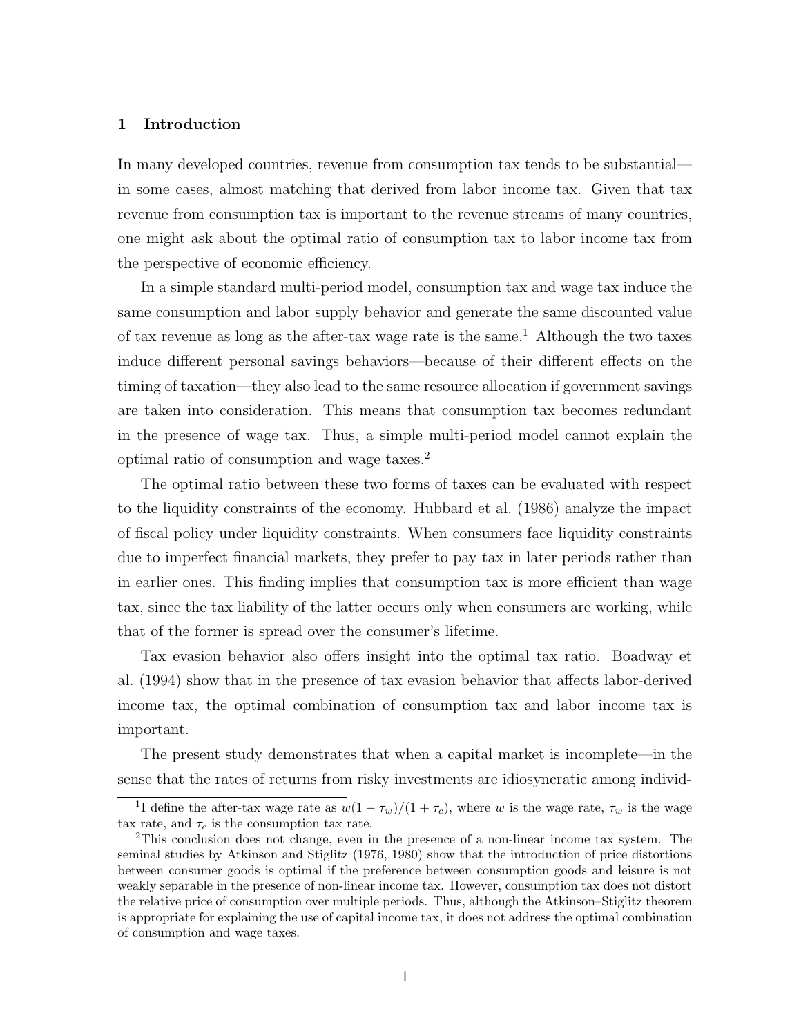## 1 Introduction

In many developed countries, revenue from consumption tax tends to be substantial—in some cases, almost matching that derived from labor income tax. Given that tax revenue from consumption tax is important to the revenue streams of many countries, one might ask about the optimal ratio of consumption tax to labor income tax from the perspective of economic efficiency.

In a simple standard multi-period model, consumption tax and wage tax induce the same consumption and labor supply behavior and generate the same discounted value of tax revenue as long as the after-tax wage rate is the same.[1] Although the two taxes induce different personal savings behaviors—because of their different effects on the timing of taxation—they also lead to the same resource allocation if government savings are taken into consideration. This means that consumption tax becomes redundant in the presence of wage tax. Thus, a simple multi-period model cannot explain the optimal ratio of consumption and wage taxes.[2]

The optimal ratio between these two forms of taxes can be evaluated with respect to the liquidity constraints of the economy. Hubbard et al. (1986) analyze the impact of fiscal policy under liquidity constraints. When consumers face liquidity constraints due to imperfect financial markets, they prefer to pay tax in later periods rather than in earlier ones. This finding implies that consumption tax is more efficient than wage tax, since the tax liability of the latter occurs only when consumers are working, while that of the former is spread over the consumer's lifetime.

Tax evasion behavior also offers insight into the optimal tax ratio. Boadway et al. (1994) show that in the presence of tax evasion behavior that affects labor-derived income tax, the optimal combination of consumption tax and labor income tax is important.

The present study demonstrates that when a capital market is incomplete—in the sense that the rates of returns from risky investments are idiosyncratic among individ-

[1] I define the after-tax wage rate as $w(1-\tau_w)/(1+\tau_c)$, where $w$ is the wage rate, $\tau_w$ is the wage tax rate, and $\tau_c$ is the consumption tax rate.

[2] This conclusion does not change, even in the presence of a non-linear income tax system. The seminal studies by Atkinson and Stiglitz (1976, 1980) show that the introduction of price distortions between consumer goods is optimal if the preference between consumption goods and leisure is not weakly separable in the presence of non-linear income tax. However, consumption tax does not distort the relative price of consumption over multiple periods. Thus, although the Atkinson–Stiglitz theorem is appropriate for explaining the use of capital income tax, it does not address the optimal combination of consumption and wage taxes.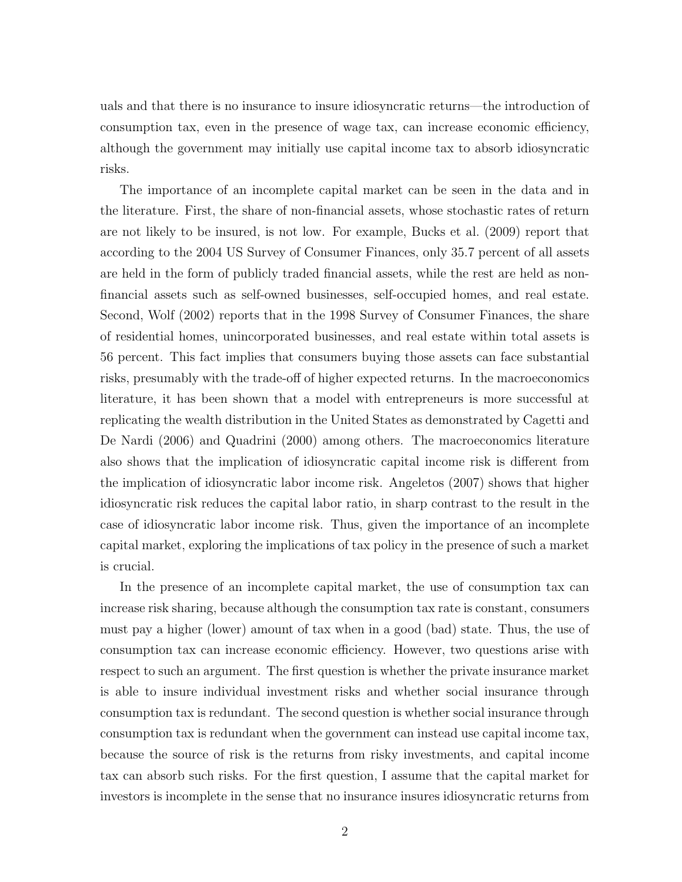uals and that there is no insurance to insure idiosyncratic returns—the introduction of consumption tax, even in the presence of wage tax, can increase economic efficiency, although the government may initially use capital income tax to absorb idiosyncratic risks.

The importance of an incomplete capital market can be seen in the data and in the literature. First, the share of non-financial assets, whose stochastic rates of return are not likely to be insured, is not low. For example, Bucks et al. (2009) report that according to the 2004 US Survey of Consumer Finances, only 35.7 percent of all assets are held in the form of publicly traded financial assets, while the rest are held as non-financial assets such as self-owned businesses, self-occupied homes, and real estate. Second, Wolf (2002) reports that in the 1998 Survey of Consumer Finances, the share of residential homes, unincorporated businesses, and real estate within total assets is 56 percent. This fact implies that consumers buying those assets can face substantial risks, presumably with the trade-off of higher expected returns. In the macroeconomics literature, it has been shown that a model with entrepreneurs is more successful at replicating the wealth distribution in the United States as demonstrated by Cagetti and De Nardi (2006) and Quadrini (2000) among others. The macroeconomics literature also shows that the implication of idiosyncratic capital income risk is different from the implication of idiosyncratic labor income risk. Angeletos (2007) shows that higher idiosyncratic risk reduces the capital labor ratio, in sharp contrast to the result in the case of idiosyncratic labor income risk. Thus, given the importance of an incomplete capital market, exploring the implications of tax policy in the presence of such a market is crucial.

In the presence of an incomplete capital market, the use of consumption tax can increase risk sharing, because although the consumption tax rate is constant, consumers must pay a higher (lower) amount of tax when in a good (bad) state. Thus, the use of consumption tax can increase economic efficiency. However, two questions arise with respect to such an argument. The first question is whether the private insurance market is able to insure individual investment risks and whether social insurance through consumption tax is redundant. The second question is whether social insurance through consumption tax is redundant when the government can instead use capital income tax, because the source of risk is the returns from risky investments, and capital income tax can absorb such risks. For the first question, I assume that the capital market for investors is incomplete in the sense that no insurance insures idiosyncratic returns from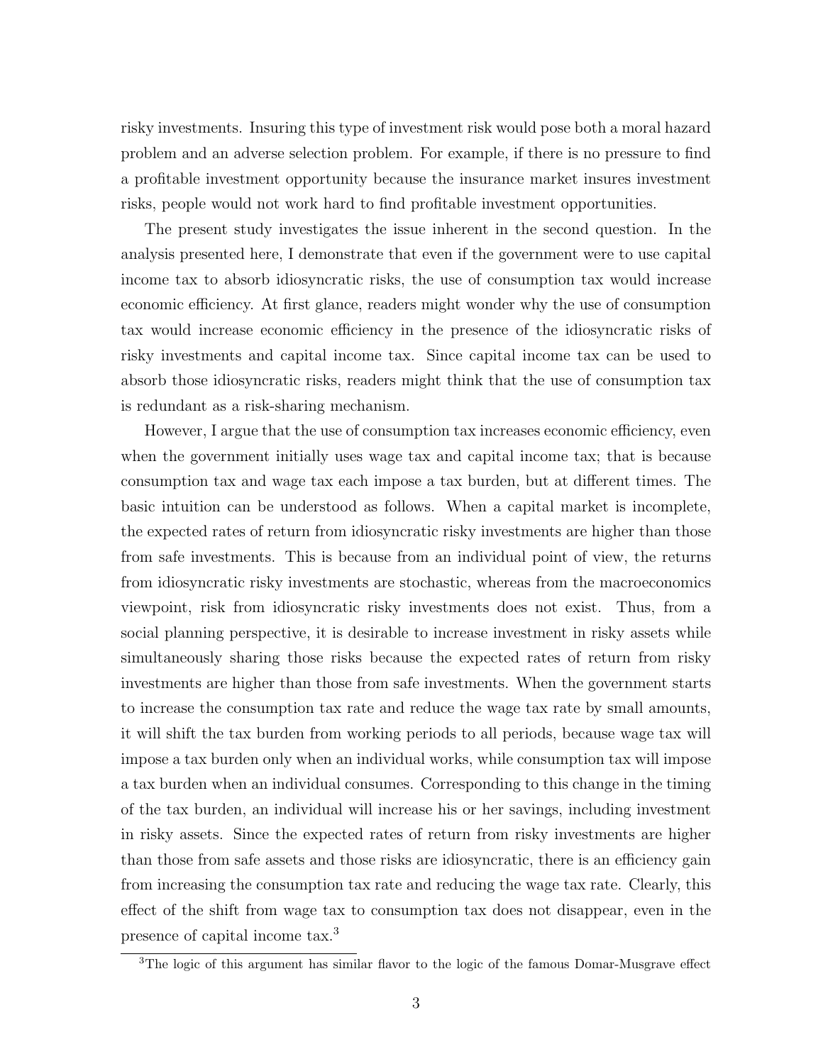risky investments. Insuring this type of investment risk would pose both a moral hazard problem and an adverse selection problem. For example, if there is no pressure to find a profitable investment opportunity because the insurance market insures investment risks, people would not work hard to find profitable investment opportunities.

The present study investigates the issue inherent in the second question. In the analysis presented here, I demonstrate that even if the government were to use capital income tax to absorb idiosyncratic risks, the use of consumption tax would increase economic efficiency. At first glance, readers might wonder why the use of consumption tax would increase economic efficiency in the presence of the idiosyncratic risks of risky investments and capital income tax. Since capital income tax can be used to absorb those idiosyncratic risks, readers might think that the use of consumption tax is redundant as a risk-sharing mechanism.

However, I argue that the use of consumption tax increases economic efficiency, even when the government initially uses wage tax and capital income tax; that is because consumption tax and wage tax each impose a tax burden, but at different times. The basic intuition can be understood as follows. When a capital market is incomplete, the expected rates of return from idiosyncratic risky investments are higher than those from safe investments. This is because from an individual point of view, the returns from idiosyncratic risky investments are stochastic, whereas from the macroeconomics viewpoint, risk from idiosyncratic risky investments does not exist. Thus, from a social planning perspective, it is desirable to increase investment in risky assets while simultaneously sharing those risks because the expected rates of return from risky investments are higher than those from safe investments. When the government starts to increase the consumption tax rate and reduce the wage tax rate by small amounts, it will shift the tax burden from working periods to all periods, because wage tax will impose a tax burden only when an individual works, while consumption tax will impose a tax burden when an individual consumes. Corresponding to this change in the timing of the tax burden, an individual will increase his or her savings, including investment in risky assets. Since the expected rates of return from risky investments are higher than those from safe assets and those risks are idiosyncratic, there is an efficiency gain from increasing the consumption tax rate and reducing the wage tax rate. Clearly, this effect of the shift from wage tax to consumption tax does not disappear, even in the presence of capital income tax.[3]

[3] The logic of this argument has similar flavor to the logic of the famous Domar-Musgrave effect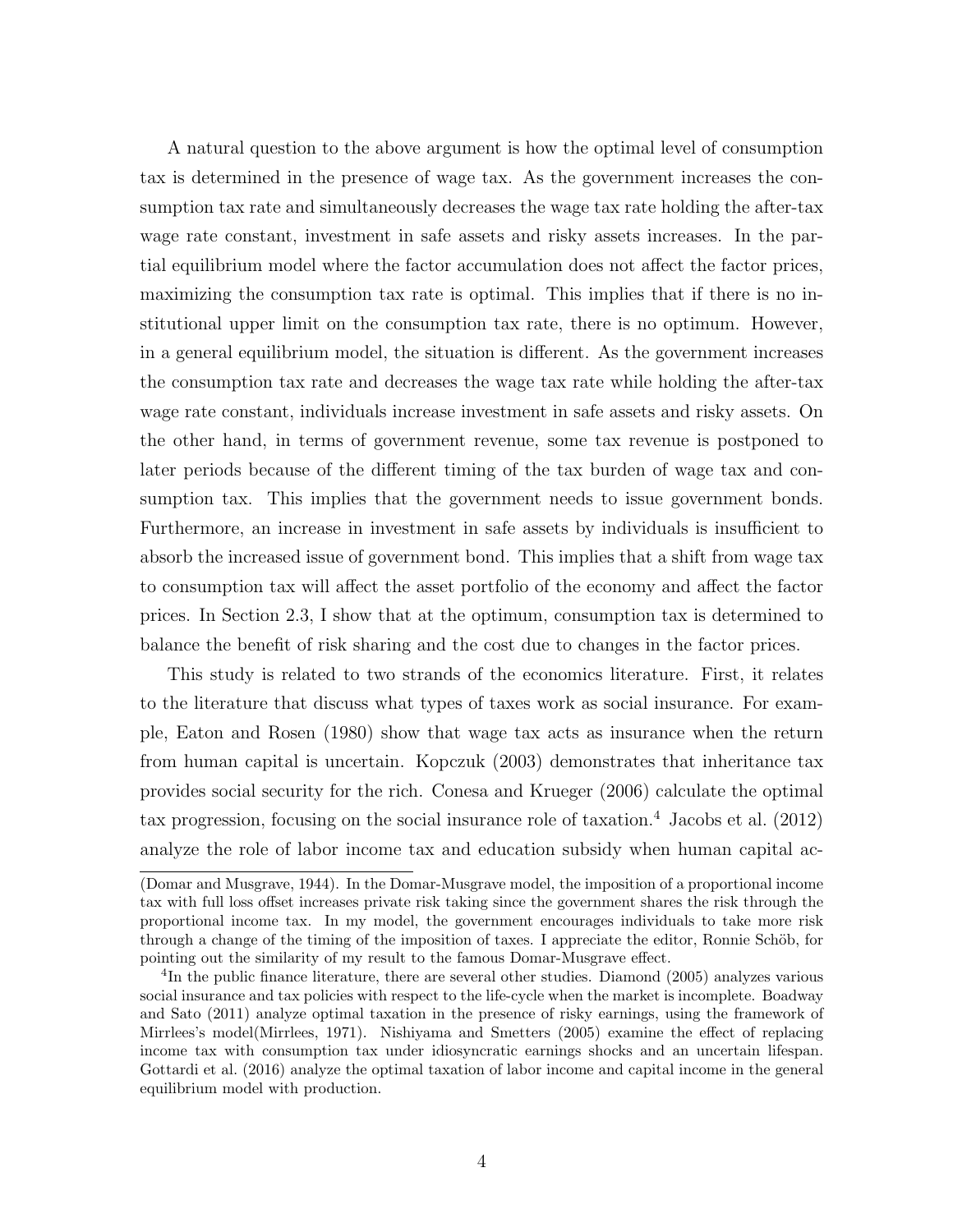A natural question to the above argument is how the optimal level of consumption tax is determined in the presence of wage tax. As the government increases the consumption tax rate and simultaneously decreases the wage tax rate holding the after-tax wage rate constant, investment in safe assets and risky assets increases. In the partial equilibrium model where the factor accumulation does not affect the factor prices, maximizing the consumption tax rate is optimal. This implies that if there is no institutional upper limit on the consumption tax rate, there is no optimum. However, in a general equilibrium model, the situation is different. As the government increases the consumption tax rate and decreases the wage tax rate while holding the after-tax wage rate constant, individuals increase investment in safe assets and risky assets. On the other hand, in terms of government revenue, some tax revenue is postponed to later periods because of the different timing of the tax burden of wage tax and consumption tax. This implies that the government needs to issue government bonds. Furthermore, an increase in investment in safe assets by individuals is insufficient to absorb the increased issue of government bond. This implies that a shift from wage tax to consumption tax will affect the asset portfolio of the economy and affect the factor prices. In Section 2.3, I show that at the optimum, consumption tax is determined to balance the benefit of risk sharing and the cost due to changes in the factor prices.

This study is related to two strands of the economics literature. First, it relates to the literature that discuss what types of taxes work as social insurance. For example, Eaton and Rosen (1980) show that wage tax acts as insurance when the return from human capital is uncertain. Kopczuk (2003) demonstrates that inheritance tax provides social security for the rich. Conesa and Krueger (2006) calculate the optimal tax progression, focusing on the social insurance role of taxation.[4] Jacobs et al. (2012) analyze the role of labor income tax and education subsidy when human capital ac-

(Domar and Musgrave, 1944). In the Domar-Musgrave model, the imposition of a proportional income tax with full loss offset increases private risk taking since the government shares the risk through the proportional income tax. In my model, the government encourages individuals to take more risk through a change of the timing of the imposition of taxes. I appreciate the editor, Ronnie Schöb, for pointing out the similarity of my result to the famous Domar-Musgrave effect.

[4] In the public finance literature, there are several other studies. Diamond (2005) analyzes various social insurance and tax policies with respect to the life-cycle when the market is incomplete. Boadway and Sato (2011) analyze optimal taxation in the presence of risky earnings, using the framework of Mirrlees's model(Mirrlees, 1971). Nishiyama and Smetters (2005) examine the effect of replacing income tax with consumption tax under idiosyncratic earnings shocks and an uncertain lifespan. Gottardi et al. (2016) analyze the optimal taxation of labor income and capital income in the general equilibrium model with production.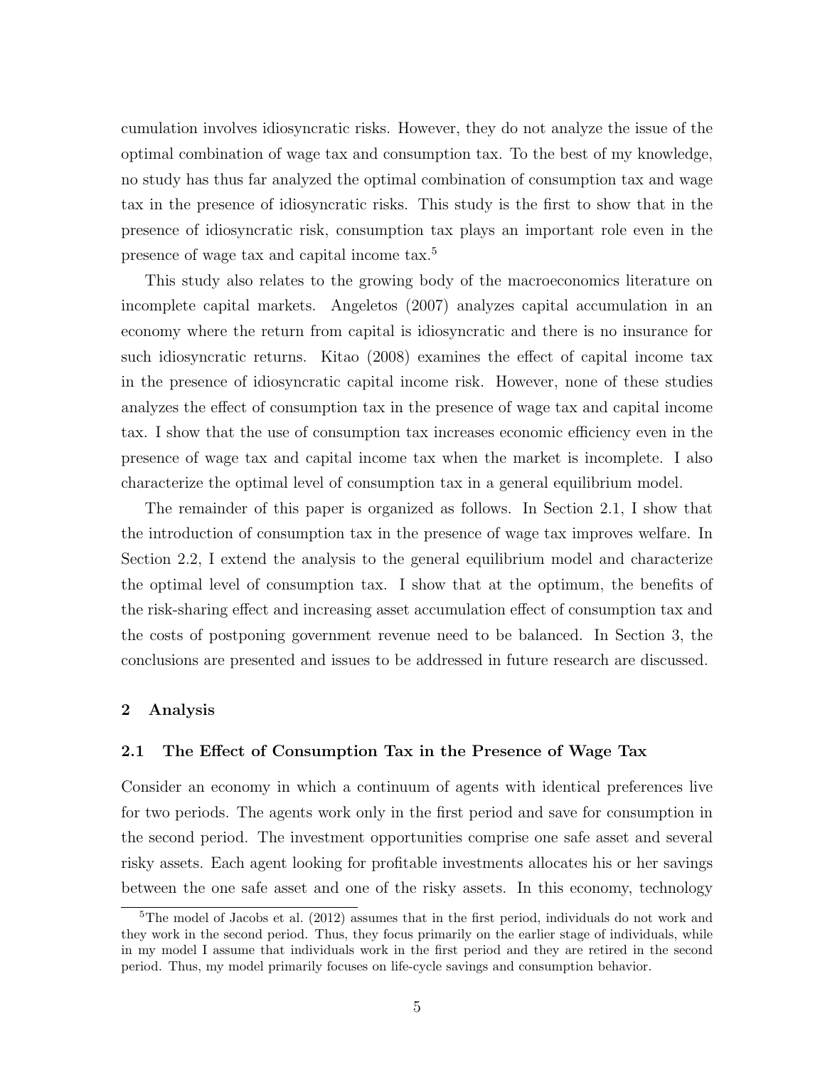cumulation involves idiosyncratic risks. However, they do not analyze the issue of the optimal combination of wage tax and consumption tax. To the best of my knowledge, no study has thus far analyzed the optimal combination of consumption tax and wage tax in the presence of idiosyncratic risks. This study is the first to show that in the presence of idiosyncratic risk, consumption tax plays an important role even in the presence of wage tax and capital income tax.[5]

This study also relates to the growing body of the macroeconomics literature on incomplete capital markets. Angeletos (2007) analyzes capital accumulation in an economy where the return from capital is idiosyncratic and there is no insurance for such idiosyncratic returns. Kitao (2008) examines the effect of capital income tax in the presence of idiosyncratic capital income risk. However, none of these studies analyzes the effect of consumption tax in the presence of wage tax and capital income tax. I show that the use of consumption tax increases economic efficiency even in the presence of wage tax and capital income tax when the market is incomplete. I also characterize the optimal level of consumption tax in a general equilibrium model.

The remainder of this paper is organized as follows. In Section 2.1, I show that the introduction of consumption tax in the presence of wage tax improves welfare. In Section 2.2, I extend the analysis to the general equilibrium model and characterize the optimal level of consumption tax. I show that at the optimum, the benefits of the risk-sharing effect and increasing asset accumulation effect of consumption tax and the costs of postponing government revenue need to be balanced. In Section 3, the conclusions are presented and issues to be addressed in future research are discussed.

## 2 Analysis

### 2.1 The Effect of Consumption Tax in the Presence of Wage Tax

Consider an economy in which a continuum of agents with identical preferences live for two periods. The agents work only in the first period and save for consumption in the second period. The investment opportunities comprise one safe asset and several risky assets. Each agent looking for profitable investments allocates his or her savings between the one safe asset and one of the risky assets. In this economy, technology

[5] The model of Jacobs et al. (2012) assumes that in the first period, individuals do not work and they work in the second period. Thus, they focus primarily on the earlier stage of individuals, while in my model I assume that individuals work in the first period and they are retired in the second period. Thus, my model primarily focuses on life-cycle savings and consumption behavior.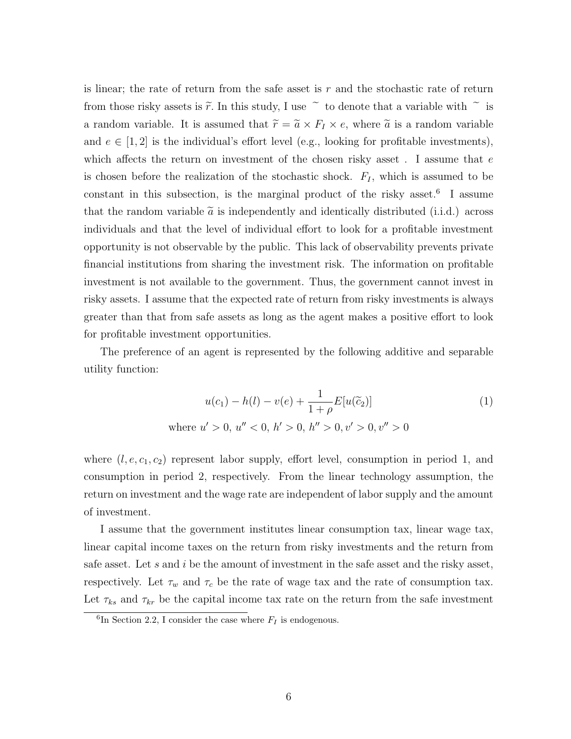is linear; the rate of return from the safe asset is $r$ and the stochastic rate of return from those risky assets is $\widetilde{r}$. In this study, I use $\sim$ to denote that a variable with $\sim$ is a random variable. It is assumed that $\widetilde{r} = \widetilde{a} \times F_I \times e$, where $\widetilde{a}$ is a random variable and $e \in [1, 2]$ is the individual's effort level (e.g., looking for profitable investments), which affects the return on investment of the chosen risky asset . I assume that $e$ is chosen before the realization of the stochastic shock. $F_I$, which is assumed to be constant in this subsection, is the marginal product of the risky asset.[6] I assume that the random variable $\widetilde{a}$ is independently and identically distributed (i.i.d.) across individuals and that the level of individual effort to look for a profitable investment opportunity is not observable by the public. This lack of observability prevents private financial institutions from sharing the investment risk. The information on profitable investment is not available to the government. Thus, the government cannot invest in risky assets. I assume that the expected rate of return from risky investments is always greater than that from safe assets as long as the agent makes a positive effort to look for profitable investment opportunities.

The preference of an agent is represented by the following additive and separable utility function:

$$u(c_1) - h(l) - v(e) + \frac{1}{1+\rho} E[u(\widetilde{c}_2)] \tag{1}$$

$$\text{where } u' > 0,\ u'' < 0,\ h' > 0,\ h'' > 0, v' > 0, v'' > 0$$

where $(l, e, c_1, c_2)$ represent labor supply, effort level, consumption in period 1, and consumption in period 2, respectively. From the linear technology assumption, the return on investment and the wage rate are independent of labor supply and the amount of investment.

I assume that the government institutes linear consumption tax, linear wage tax, linear capital income taxes on the return from risky investments and the return from safe asset. Let $s$ and $i$ be the amount of investment in the safe asset and the risky asset, respectively. Let $\tau_w$ and $\tau_c$ be the rate of wage tax and the rate of consumption tax. Let $\tau_{ks}$ and $\tau_{kr}$ be the capital income tax rate on the return from the safe investment

[6] In Section 2.2, I consider the case where $F_I$ is endogenous.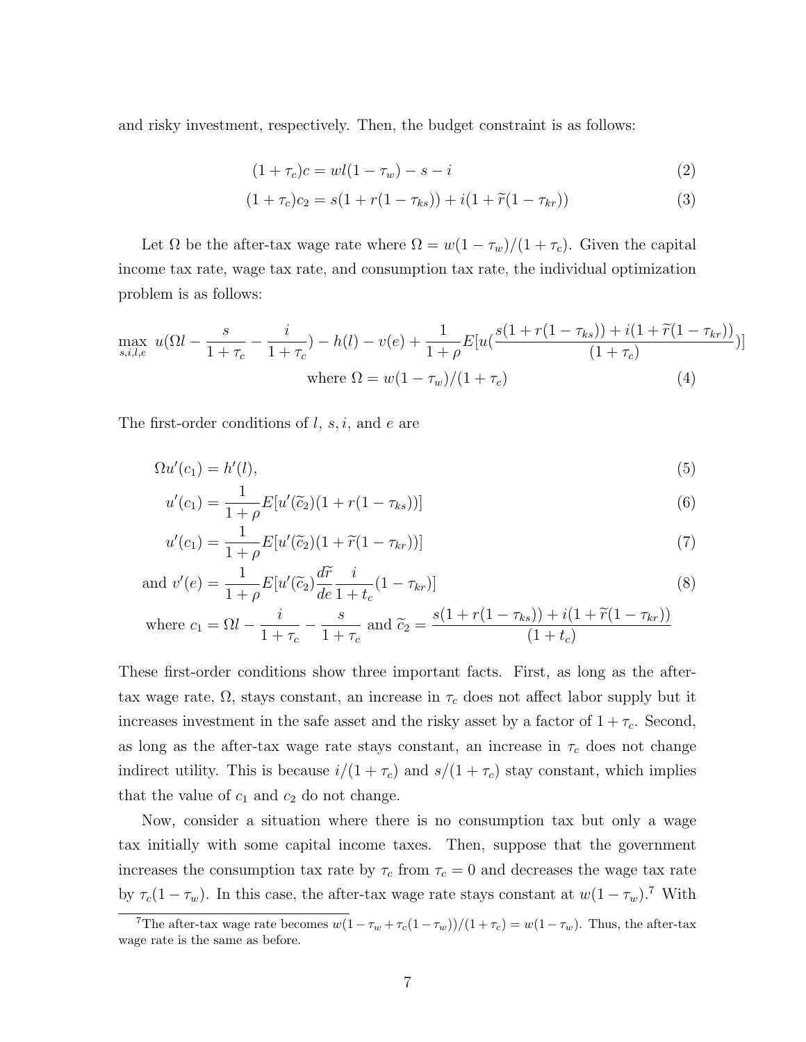and risky investment, respectively. Then, the budget constraint is as follows:

$$(1+\tau_c)c = wl(1-\tau_w) - s - i \tag{2}$$

$$(1+\tau_c)c_2 = s(1+r(1-\tau_{ks})) + i(1+\widetilde{r}(1-\tau_{kr})) \tag{3}$$

Let $\Omega$ be the after-tax wage rate where $\Omega = w(1-\tau_w)/(1+\tau_c)$. Given the capital income tax rate, wage tax rate, and consumption tax rate, the individual optimization problem is as follows:

$$\max_{s,i,l,e}\ u(\Omega l - \frac{s}{1+\tau_c} - \frac{i}{1+\tau_c}) - h(l) - v(e) + \frac{1}{1+\rho}E[u(\frac{s(1+r(1-\tau_{ks})) + i(1+\widetilde{r}(1-\tau_{kr}))}{(1+\tau_c)})]$$

$$\text{where } \Omega = w(1-\tau_w)/(1+\tau_c) \tag{4}$$

The first-order conditions of $l$, $s, i$, and $e$ are

$$\Omega u'(c_1) = h'(l), \tag{5}$$

$$u'(c_1) = \frac{1}{1+\rho}E[u'(\widetilde{c}_2)(1+r(1-\tau_{ks}))] \tag{6}$$

$$u'(c_1) = \frac{1}{1+\rho}E[u'(\widetilde{c}_2)(1+\widetilde{r}(1-\tau_{kr}))] \tag{7}$$

$$\text{and } v'(e) = \frac{1}{1+\rho}E[u'(\widetilde{c}_2)\frac{d\widetilde{r}}{de}\frac{i}{1+t_c}(1-\tau_{kr})] \tag{8}$$

$$\text{where } c_1 = \Omega l - \frac{i}{1+\tau_c} - \frac{s}{1+\tau_c} \text{ and } \widetilde{c}_2 = \frac{s(1+r(1-\tau_{ks})) + i(1+\widetilde{r}(1-\tau_{kr}))}{(1+t_c)}$$

These first-order conditions show three important facts. First, as long as the after-tax wage rate, $\Omega$, stays constant, an increase in $\tau_c$ does not affect labor supply but it increases investment in the safe asset and the risky asset by a factor of $1+\tau_c$. Second, as long as the after-tax wage rate stays constant, an increase in $\tau_c$ does not change indirect utility. This is because $i/(1+\tau_c)$ and $s/(1+\tau_c)$ stay constant, which implies that the value of $c_1$ and $c_2$ do not change.

Now, consider a situation where there is no consumption tax but only a wage tax initially with some capital income taxes. Then, suppose that the government increases the consumption tax rate by $\tau_c$ from $\tau_c = 0$ and decreases the wage tax rate by $\tau_c(1-\tau_w)$. In this case, the after-tax wage rate stays constant at $w(1-\tau_w)$.[7] With

[7] The after-tax wage rate becomes $w(1-\tau_w+\tau_c(1-\tau_w))/(1+\tau_c) = w(1-\tau_w)$. Thus, the after-tax wage rate is the same as before.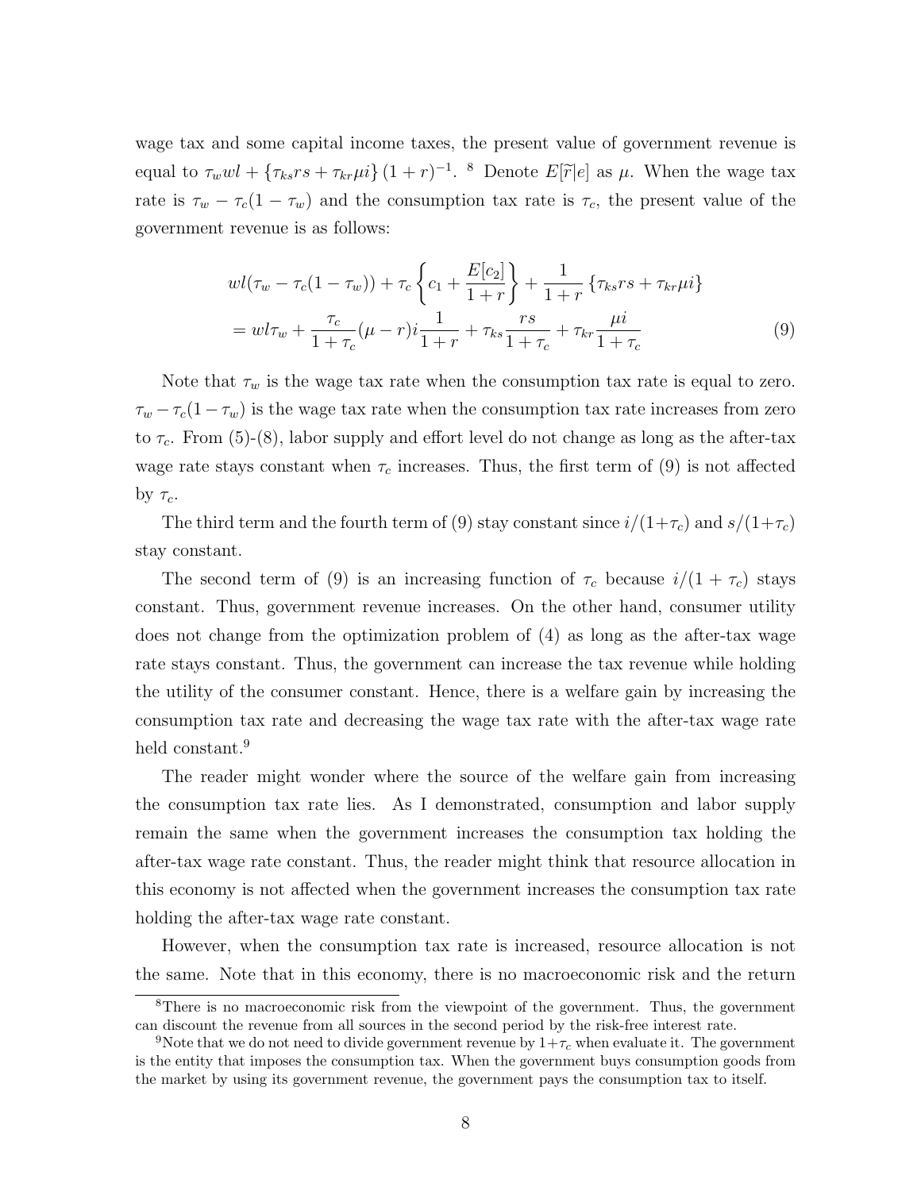wage tax and some capital income taxes, the present value of government revenue is equal to $\tau_w wl + \{\tau_{ks} rs + \tau_{kr} \mu i\}(1+r)^{-1}$. [8] Denote $E[\widetilde{r}|e]$ as $\mu$. When the wage tax rate is $\tau_w - \tau_c(1-\tau_w)$ and the consumption tax rate is $\tau_c$, the present value of the government revenue is as follows:

$$
\begin{aligned}
& wl(\tau_w - \tau_c(1-\tau_w)) + \tau_c \left\{ c_1 + \frac{E[c_2]}{1+r} \right\} + \frac{1}{1+r} \left\{ \tau_{ks} rs + \tau_{kr} \mu i \right\} \\
& = wl\tau_w + \frac{\tau_c}{1+\tau_c}(\mu - r) i \frac{1}{1+r} + \tau_{ks} \frac{rs}{1+\tau_c} + \tau_{kr} \frac{\mu i}{1+\tau_c} \qquad (9)
\end{aligned}
$$

Note that $\tau_w$ is the wage tax rate when the consumption tax rate is equal to zero. $\tau_w - \tau_c(1-\tau_w)$ is the wage tax rate when the consumption tax rate increases from zero to $\tau_c$. From (5)-(8), labor supply and effort level do not change as long as the after-tax wage rate stays constant when $\tau_c$ increases. Thus, the first term of (9) is not affected by $\tau_c$.

The third term and the fourth term of (9) stay constant since $i/(1+\tau_c)$ and $s/(1+\tau_c)$ stay constant.

The second term of (9) is an increasing function of $\tau_c$ because $i/(1+\tau_c)$ stays constant. Thus, government revenue increases. On the other hand, consumer utility does not change from the optimization problem of (4) as long as the after-tax wage rate stays constant. Thus, the government can increase the tax revenue while holding the utility of the consumer constant. Hence, there is a welfare gain by increasing the consumption tax rate and decreasing the wage tax rate with the after-tax wage rate held constant.[9]

The reader might wonder where the source of the welfare gain from increasing the consumption tax rate lies. As I demonstrated, consumption and labor supply remain the same when the government increases the consumption tax holding the after-tax wage rate constant. Thus, the reader might think that resource allocation in this economy is not affected when the government increases the consumption tax rate holding the after-tax wage rate constant.

However, when the consumption tax rate is increased, resource allocation is not the same. Note that in this economy, there is no macroeconomic risk and the return

[8] There is no macroeconomic risk from the viewpoint of the government. Thus, the government can discount the revenue from all sources in the second period by the risk-free interest rate.

[9] Note that we do not need to divide government revenue by $1+\tau_c$ when evaluate it. The government is the entity that imposes the consumption tax. When the government buys consumption goods from the market by using its government revenue, the government pays the consumption tax to itself.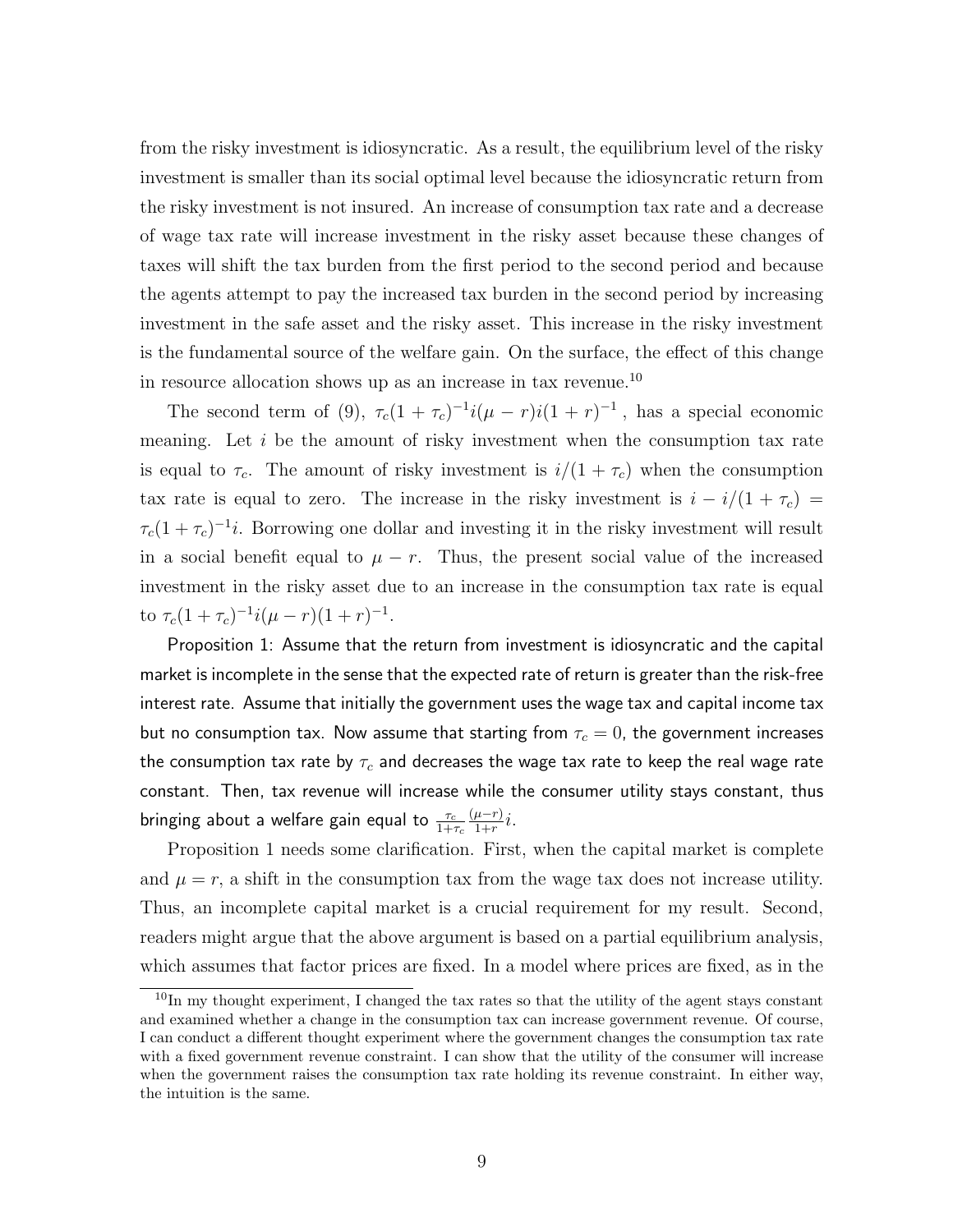from the risky investment is idiosyncratic. As a result, the equilibrium level of the risky investment is smaller than its social optimal level because the idiosyncratic return from the risky investment is not insured. An increase of consumption tax rate and a decrease of wage tax rate will increase investment in the risky asset because these changes of taxes will shift the tax burden from the first period to the second period and because the agents attempt to pay the increased tax burden in the second period by increasing investment in the safe asset and the risky asset. This increase in the risky investment is the fundamental source of the welfare gain. On the surface, the effect of this change in resource allocation shows up as an increase in tax revenue.[10]

The second term of (9), $\tau_c(1+\tau_c)^{-1}i(\mu - r)i(1+r)^{-1}$ , has a special economic meaning. Let $i$ be the amount of risky investment when the consumption tax rate is equal to $\tau_c$. The amount of risky investment is $i/(1+\tau_c)$ when the consumption tax rate is equal to zero. The increase in the risky investment is $i - i/(1+\tau_c) = \tau_c(1+\tau_c)^{-1}i$. Borrowing one dollar and investing it in the risky investment will result in a social benefit equal to $\mu - r$. Thus, the present social value of the increased investment in the risky asset due to an increase in the consumption tax rate is equal to $\tau_c(1+\tau_c)^{-1}i(\mu - r)(1+r)^{-1}$.

Proposition 1: Assume that the return from investment is idiosyncratic and the capital market is incomplete in the sense that the expected rate of return is greater than the risk-free interest rate. Assume that initially the government uses the wage tax and capital income tax but no consumption tax. Now assume that starting from $\tau_c = 0$, the government increases the consumption tax rate by $\tau_c$ and decreases the wage tax rate to keep the real wage rate constant. Then, tax revenue will increase while the consumer utility stays constant, thus bringing about a welfare gain equal to $\frac{\tau_c}{1+\tau_c}\frac{(\mu - r)}{1+r}i$.

Proposition 1 needs some clarification. First, when the capital market is complete and $\mu = r$, a shift in the consumption tax from the wage tax does not increase utility. Thus, an incomplete capital market is a crucial requirement for my result. Second, readers might argue that the above argument is based on a partial equilibrium analysis, which assumes that factor prices are fixed. In a model where prices are fixed, as in the

[10] In my thought experiment, I changed the tax rates so that the utility of the agent stays constant and examined whether a change in the consumption tax can increase government revenue. Of course, I can conduct a different thought experiment where the government changes the consumption tax rate with a fixed government revenue constraint. I can show that the utility of the consumer will increase when the government raises the consumption tax rate holding its revenue constraint. In either way, the intuition is the same.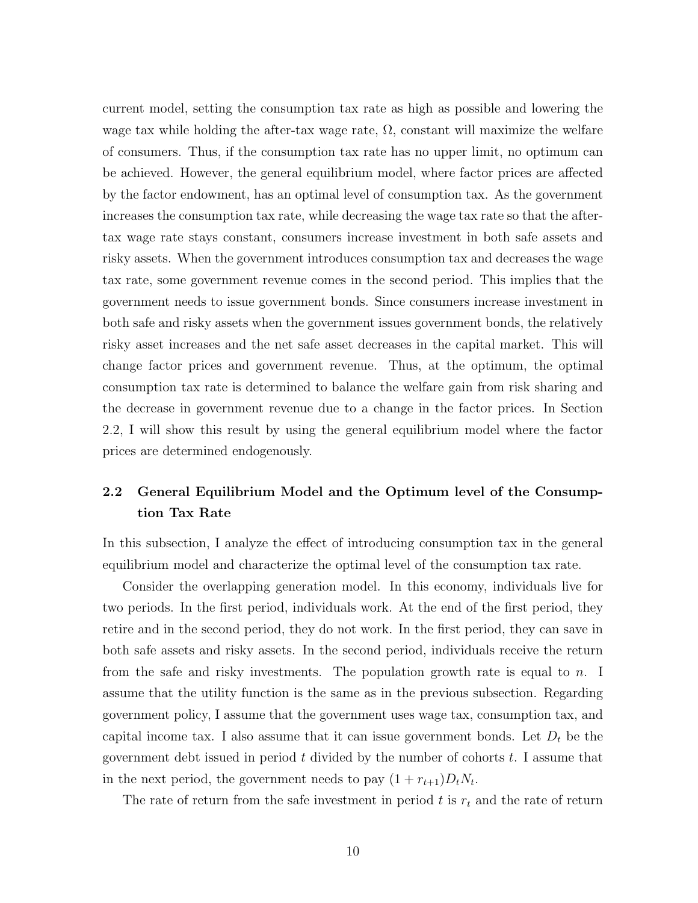current model, setting the consumption tax rate as high as possible and lowering the wage tax while holding the after-tax wage rate, $\Omega$, constant will maximize the welfare of consumers. Thus, if the consumption tax rate has no upper limit, no optimum can be achieved. However, the general equilibrium model, where factor prices are affected by the factor endowment, has an optimal level of consumption tax. As the government increases the consumption tax rate, while decreasing the wage tax rate so that the after-tax wage rate stays constant, consumers increase investment in both safe assets and risky assets. When the government introduces consumption tax and decreases the wage tax rate, some government revenue comes in the second period. This implies that the government needs to issue government bonds. Since consumers increase investment in both safe and risky assets when the government issues government bonds, the relatively risky asset increases and the net safe asset decreases in the capital market. This will change factor prices and government revenue. Thus, at the optimum, the optimal consumption tax rate is determined to balance the welfare gain from risk sharing and the decrease in government revenue due to a change in the factor prices. In Section 2.2, I will show this result by using the general equilibrium model where the factor prices are determined endogenously.

## 2.2 General Equilibrium Model and the Optimum level of the Consumption Tax Rate

In this subsection, I analyze the effect of introducing consumption tax in the general equilibrium model and characterize the optimal level of the consumption tax rate.

Consider the overlapping generation model. In this economy, individuals live for two periods. In the first period, individuals work. At the end of the first period, they retire and in the second period, they do not work. In the first period, they can save in both safe assets and risky assets. In the second period, individuals receive the return from the safe and risky investments. The population growth rate is equal to $n$. I assume that the utility function is the same as in the previous subsection. Regarding government policy, I assume that the government uses wage tax, consumption tax, and capital income tax. I also assume that it can issue government bonds. Let $D_t$ be the government debt issued in period $t$ divided by the number of cohorts $t$. I assume that in the next period, the government needs to pay $(1 + r_{t+1})D_tN_t$.

The rate of return from the safe investment in period $t$ is $r_t$ and the rate of return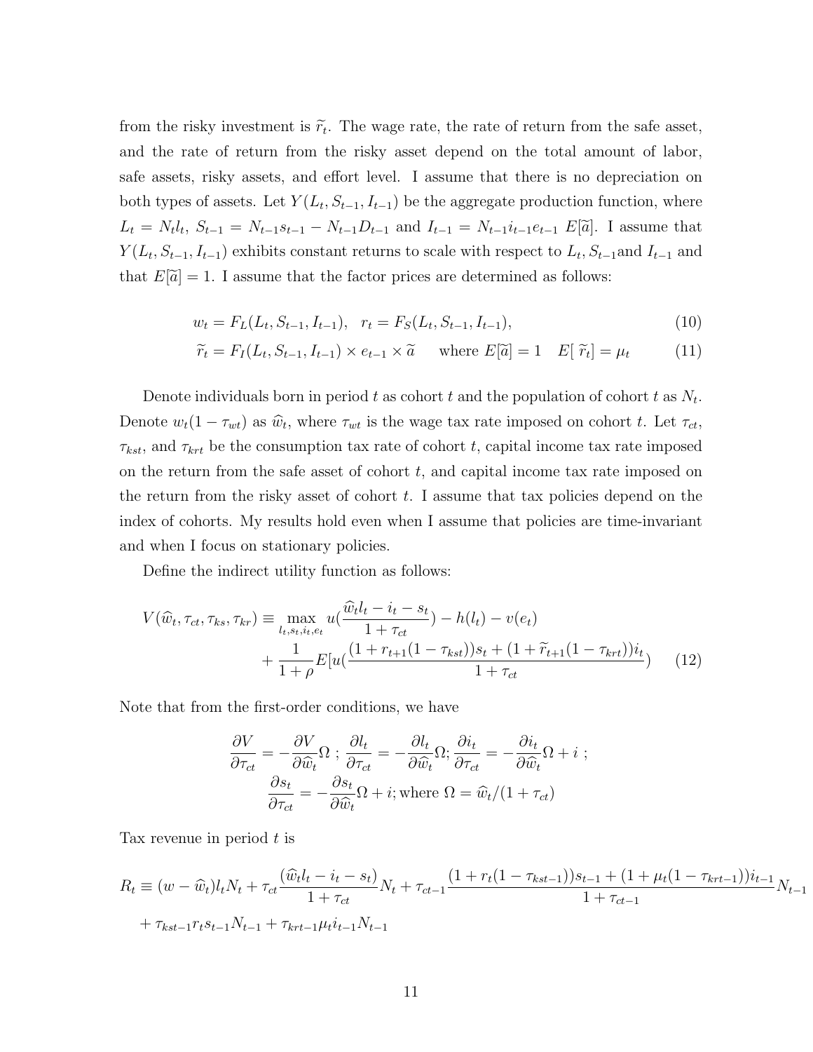from the risky investment is $\widetilde{r}_t$. The wage rate, the rate of return from the safe asset, and the rate of return from the risky asset depend on the total amount of labor, safe assets, risky assets, and effort level. I assume that there is no depreciation on both types of assets. Let $Y(L_t, S_{t-1}, I_{t-1})$ be the aggregate production function, where $L_t = N_t l_t$, $S_{t-1} = N_{t-1}s_{t-1} - N_{t-1}D_{t-1}$ and $I_{t-1} = N_{t-1}i_{t-1}e_{t-1}\ E[\widetilde{a}]$. I assume that $Y(L_t, S_{t-1}, I_{t-1})$ exhibits constant returns to scale with respect to $L_t$, $S_{t-1}$and $I_{t-1}$ and that $E[\widetilde{a}] = 1$. I assume that the factor prices are determined as follows:

$$w_t = F_L(L_t, S_{t-1}, I_{t-1}), \quad r_t = F_S(L_t, S_{t-1}, I_{t-1}), \tag{10}$$

$$\widetilde{r}_t = F_I(L_t, S_{t-1}, I_{t-1}) \times e_{t-1} \times \widetilde{a} \qquad \text{where } E[\widetilde{a}] = 1 \quad E[\ \widetilde{r}_t] = \mu_t \tag{11}$$

Denote individuals born in period $t$ as cohort $t$ and the population of cohort $t$ as $N_t$. Denote $w_t(1 - \tau_{wt})$ as $\widehat{w}_t$, where $\tau_{wt}$ is the wage tax rate imposed on cohort $t$. Let $\tau_{ct}$, $\tau_{kst}$, and $\tau_{krt}$ be the consumption tax rate of cohort $t$, capital income tax rate imposed on the return from the safe asset of cohort $t$, and capital income tax rate imposed on the return from the risky asset of cohort $t$. I assume that tax policies depend on the index of cohorts. My results hold even when I assume that policies are time-invariant and when I focus on stationary policies.

Define the indirect utility function as follows:

$$V(\widehat{w}_t, \tau_{ct}, \tau_{ks}, \tau_{kr}) \equiv \max_{l_t, s_t, i_t, e_t} u\left(\frac{\widehat{w}_t l_t - i_t - s_t}{1 + \tau_{ct}}\right) - h(l_t) - v(e_t) + \frac{1}{1+\rho} E\left[u\left(\frac{(1 + r_{t+1}(1 - \tau_{kst}))s_t + (1 + \widetilde{r}_{t+1}(1 - \tau_{krt}))i_t}{1 + \tau_{ct}}\right)\right] \tag{12}$$

Note that from the first-order conditions, we have

$$\frac{\partial V}{\partial \tau_{ct}} = -\frac{\partial V}{\partial \widehat{w}_t}\Omega \ ; \ \frac{\partial l_t}{\partial \tau_{ct}} = -\frac{\partial l_t}{\partial \widehat{w}_t}\Omega; \frac{\partial i_t}{\partial \tau_{ct}} = -\frac{\partial i_t}{\partial \widehat{w}_t}\Omega + i \ ;$$
$$\frac{\partial s_t}{\partial \tau_{ct}} = -\frac{\partial s_t}{\partial \widehat{w}_t}\Omega + i; \text{where } \Omega = \widehat{w}_t/(1 + \tau_{ct})$$

Tax revenue in period $t$ is

$$R_t \equiv (w - \widehat{w}_t)l_t N_t + \tau_{ct}\frac{(\widehat{w}_t l_t - i_t - s_t)}{1 + \tau_{ct}}N_t + \tau_{ct-1}\frac{(1 + r_t(1 - \tau_{kst-1}))s_{t-1} + (1 + \mu_t(1 - \tau_{krt-1}))i_{t-1}}{1 + \tau_{ct-1}}N_{t-1} + \tau_{kst-1}r_t s_{t-1}N_{t-1} + \tau_{krt-1}\mu_t i_{t-1}N_{t-1}$$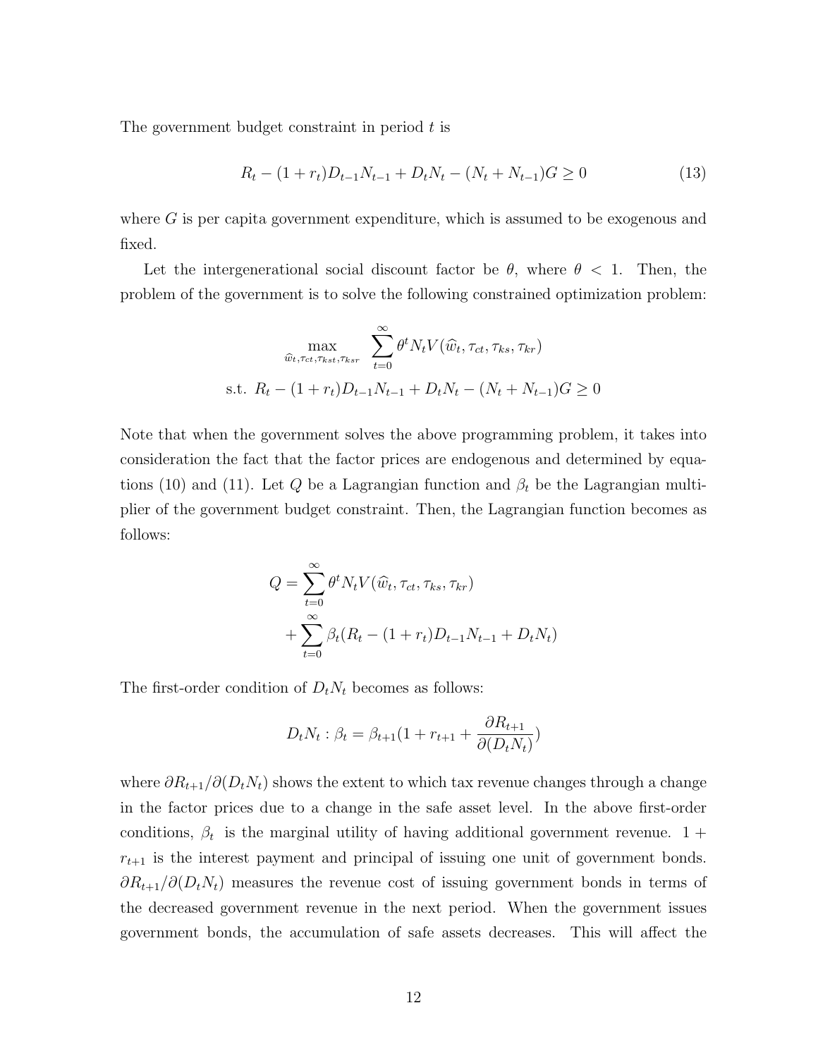The government budget constraint in period $t$ is

$$R_t - (1+r_t)D_{t-1}N_{t-1} + D_tN_t - (N_t + N_{t-1})G \geq 0 \tag{13}$$

where $G$ is per capita government expenditure, which is assumed to be exogenous and fixed.

Let the intergenerational social discount factor be $\theta$, where $\theta < 1$. Then, the problem of the government is to solve the following constrained optimization problem:

$$\max_{\widehat{w}_t, \tau_{ct}, \tau_{kst}, \tau_{ksr}} \sum_{t=0}^{\infty} \theta^t N_t V(\widehat{w}_t, \tau_{ct}, \tau_{ks}, \tau_{kr})$$

$$\text{s.t. } R_t - (1+r_t)D_{t-1}N_{t-1} + D_tN_t - (N_t + N_{t-1})G \geq 0$$

Note that when the government solves the above programming problem, it takes into consideration the fact that the factor prices are endogenous and determined by equations (10) and (11). Let $Q$ be a Lagrangian function and $\beta_t$ be the Lagrangian multiplier of the government budget constraint. Then, the Lagrangian function becomes as follows:

$$\begin{aligned} Q = &\sum_{t=0}^{\infty} \theta^t N_t V(\widehat{w}_t, \tau_{ct}, \tau_{ks}, \tau_{kr}) \\ &+ \sum_{t=0}^{\infty} \beta_t (R_t - (1+r_t)D_{t-1}N_{t-1} + D_tN_t) \end{aligned}$$

The first-order condition of $D_tN_t$ becomes as follows:

$$D_tN_t : \beta_t = \beta_{t+1}(1 + r_{t+1} + \frac{\partial R_{t+1}}{\partial (D_tN_t)})$$

where $\partial R_{t+1}/\partial (D_tN_t)$ shows the extent to which tax revenue changes through a change in the factor prices due to a change in the safe asset level. In the above first-order conditions, $\beta_t$ is the marginal utility of having additional government revenue. $1 + r_{t+1}$ is the interest payment and principal of issuing one unit of government bonds. $\partial R_{t+1}/\partial (D_tN_t)$ measures the revenue cost of issuing government bonds in terms of the decreased government revenue in the next period. When the government issues government bonds, the accumulation of safe assets decreases. This will affect the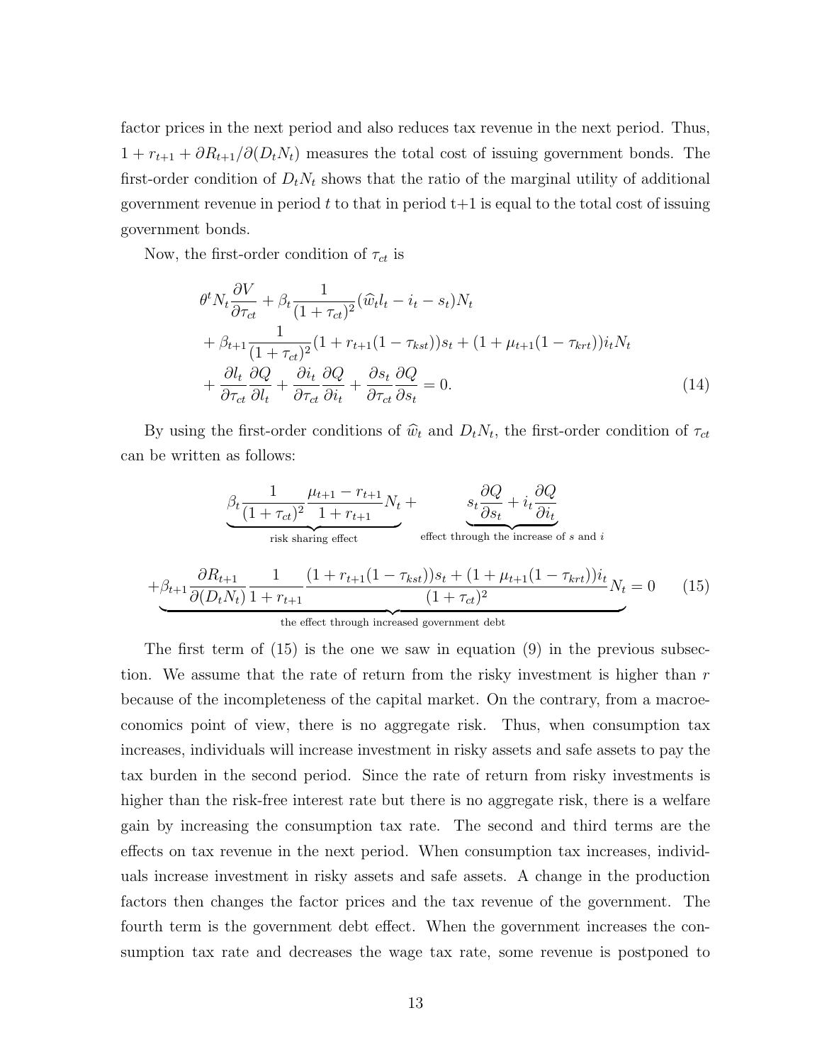factor prices in the next period and also reduces tax revenue in the next period. Thus, $1 + r_{t+1} + \partial R_{t+1}/\partial(D_t N_t)$ measures the total cost of issuing government bonds. The first-order condition of $D_t N_t$ shows that the ratio of the marginal utility of additional government revenue in period $t$ to that in period t+1 is equal to the total cost of issuing government bonds.

Now, the first-order condition of $\tau_{ct}$ is

$$
\begin{aligned}
&\theta^t N_t \frac{\partial V}{\partial \tau_{ct}} + \beta_t \frac{1}{(1+\tau_{ct})^2}(\widehat{w}_t l_t - i_t - s_t) N_t \\
&+ \beta_{t+1} \frac{1}{(1+\tau_{ct})^2}(1 + r_{t+1}(1-\tau_{kst})) s_t + (1 + \mu_{t+1}(1-\tau_{krt})) i_t N_t \\
&+ \frac{\partial l_t}{\partial \tau_{ct}} \frac{\partial Q}{\partial l_t} + \frac{\partial i_t}{\partial \tau_{ct}} \frac{\partial Q}{\partial i_t} + \frac{\partial s_t}{\partial \tau_{ct}} \frac{\partial Q}{\partial s_t} = 0. \qquad (14)
\end{aligned}
$$

By using the first-order conditions of $\widehat{w}_t$ and $D_t N_t$, the first-order condition of $\tau_{ct}$ can be written as follows:

$$
\begin{aligned}
&\underbrace{\beta_t \frac{1}{(1+\tau_{ct})^2} \frac{\mu_{t+1} - r_{t+1}}{1 + r_{t+1}} N_t}_{\text{risk sharing effect}} + \underbrace{s_t \frac{\partial Q}{\partial s_t} + i_t \frac{\partial Q}{\partial i_t}}_{\text{effect through the increase of } s \text{ and } i} \\
&\underbrace{+ \beta_{t+1} \frac{\partial R_{t+1}}{\partial (D_t N_t)} \frac{1}{1 + r_{t+1}} \frac{(1 + r_{t+1}(1-\tau_{kst})) s_t + (1 + \mu_{t+1}(1-\tau_{krt})) i_t}{(1+\tau_{ct})^2} N_t}_{\text{the effect through increased government debt}} = 0 \qquad (15)
\end{aligned}
$$

The first term of (15) is the one we saw in equation (9) in the previous subsection. We assume that the rate of return from the risky investment is higher than $r$ because of the incompleteness of the capital market. On the contrary, from a macroeconomics point of view, there is no aggregate risk. Thus, when consumption tax increases, individuals will increase investment in risky assets and safe assets to pay the tax burden in the second period. Since the rate of return from risky investments is higher than the risk-free interest rate but there is no aggregate risk, there is a welfare gain by increasing the consumption tax rate. The second and third terms are the effects on tax revenue in the next period. When consumption tax increases, individuals increase investment in risky assets and safe assets. A change in the production factors then changes the factor prices and the tax revenue of the government. The fourth term is the government debt effect. When the government increases the consumption tax rate and decreases the wage tax rate, some revenue is postponed to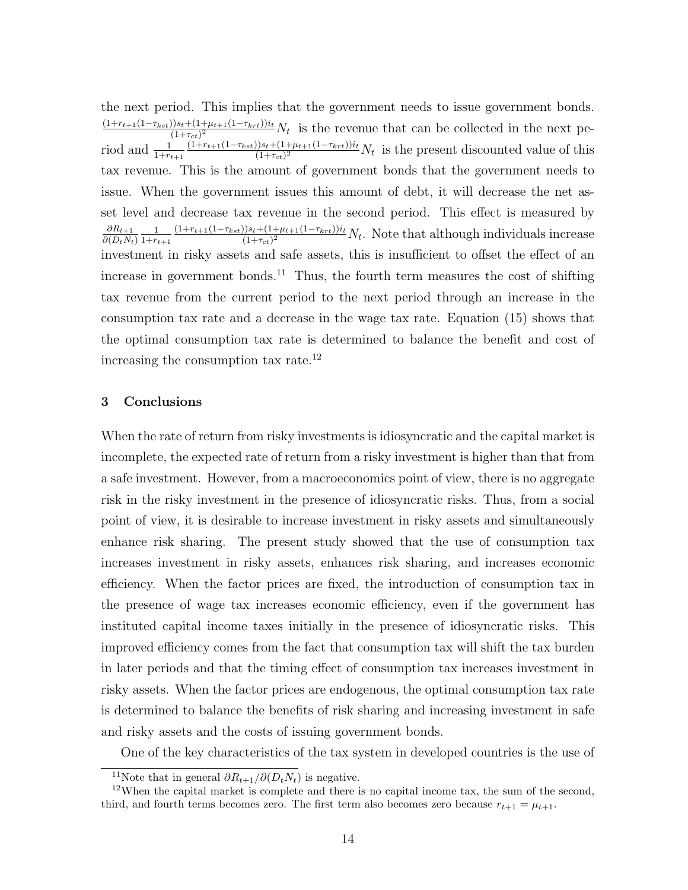the next period. This implies that the government needs to issue government bonds. $\frac{(1+r_{t+1}(1-\tau_{kst}))s_t+(1+\mu_{t+1}(1-\tau_{krt}))i_t}{(1+\tau_{ct})^2}N_t$ is the revenue that can be collected in the next period and $\frac{1}{1+r_{t+1}}\frac{(1+r_{t+1}(1-\tau_{kst}))s_t+(1+\mu_{t+1}(1-\tau_{krt}))i_t}{(1+\tau_{ct})^2}N_t$ is the present discounted value of this tax revenue. This is the amount of government bonds that the government needs to issue. When the government issues this amount of debt, it will decrease the net asset level and decrease tax revenue in the second period. This effect is measured by $\frac{\partial R_{t+1}}{\partial(D_tN_t)}\frac{1}{1+r_{t+1}}\frac{(1+r_{t+1}(1-\tau_{kst}))s_t+(1+\mu_{t+1}(1-\tau_{krt}))i_t}{(1+\tau_{ct})^2}N_t$. Note that although individuals increase investment in risky assets and safe assets, this is insufficient to offset the effect of an increase in government bonds.[11] Thus, the fourth term measures the cost of shifting tax revenue from the current period to the next period through an increase in the consumption tax rate and a decrease in the wage tax rate. Equation (15) shows that the optimal consumption tax rate is determined to balance the benefit and cost of increasing the consumption tax rate.[12]

## 3 Conclusions

When the rate of return from risky investments is idiosyncratic and the capital market is incomplete, the expected rate of return from a risky investment is higher than that from a safe investment. However, from a macroeconomics point of view, there is no aggregate risk in the risky investment in the presence of idiosyncratic risks. Thus, from a social point of view, it is desirable to increase investment in risky assets and simultaneously enhance risk sharing. The present study showed that the use of consumption tax increases investment in risky assets, enhances risk sharing, and increases economic efficiency. When the factor prices are fixed, the introduction of consumption tax in the presence of wage tax increases economic efficiency, even if the government has instituted capital income taxes initially in the presence of idiosyncratic risks. This improved efficiency comes from the fact that consumption tax will shift the tax burden in later periods and that the timing effect of consumption tax increases investment in risky assets. When the factor prices are endogenous, the optimal consumption tax rate is determined to balance the benefits of risk sharing and increasing investment in safe and risky assets and the costs of issuing government bonds.

One of the key characteristics of the tax system in developed countries is the use of

[11] Note that in general $\partial R_{t+1}/\partial(D_tN_t)$ is negative.

[12] When the capital market is complete and there is no capital income tax, the sum of the second, third, and fourth terms becomes zero. The first term also becomes zero because $r_{t+1} = \mu_{t+1}$.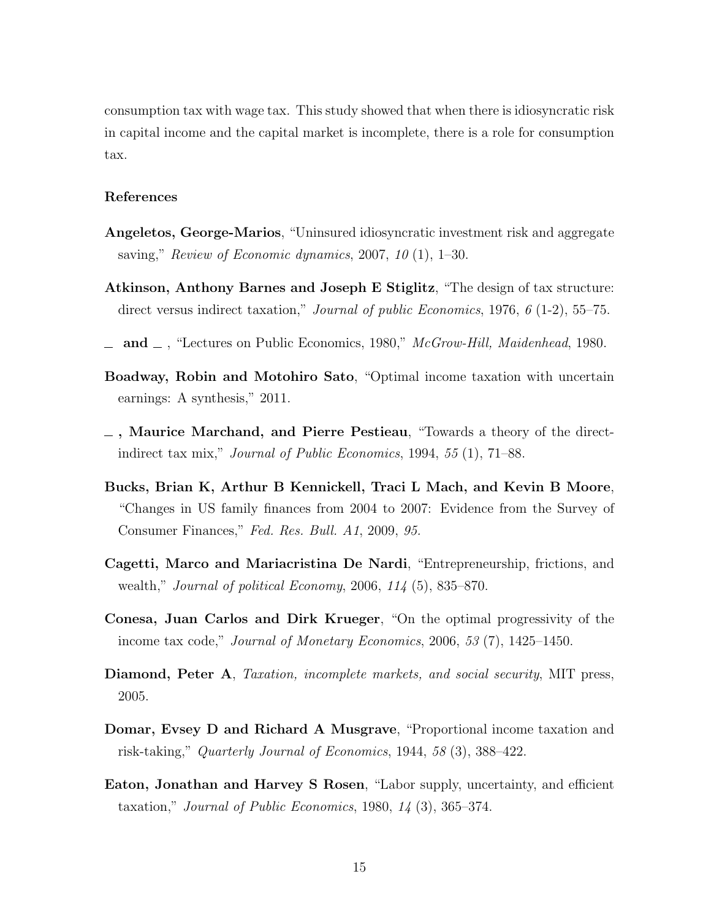consumption tax with wage tax. This study showed that when there is idiosyncratic risk in capital income and the capital market is incomplete, there is a role for consumption tax.

### References

**Angeletos, George-Marios**, "Uninsured idiosyncratic investment risk and aggregate saving," *Review of Economic dynamics*, 2007, *10* (1), 1–30.

**Atkinson, Anthony Barnes and Joseph E Stiglitz**, "The design of tax structure: direct versus indirect taxation," *Journal of public Economics*, 1976, *6* (1-2), 55–75.

**_ and _** , "Lectures on Public Economics, 1980," *McGrow-Hill, Maidenhead*, 1980.

**Boadway, Robin and Motohiro Sato**, "Optimal income taxation with uncertain earnings: A synthesis," 2011.

**_ , Maurice Marchand, and Pierre Pestieau**, "Towards a theory of the direct-indirect tax mix," *Journal of Public Economics*, 1994, *55* (1), 71–88.

**Bucks, Brian K, Arthur B Kennickell, Traci L Mach, and Kevin B Moore**, "Changes in US family finances from 2004 to 2007: Evidence from the Survey of Consumer Finances," *Fed. Res. Bull. A1*, 2009, *95.*

**Cagetti, Marco and Mariacristina De Nardi**, "Entrepreneurship, frictions, and wealth," *Journal of political Economy*, 2006, *114* (5), 835–870.

**Conesa, Juan Carlos and Dirk Krueger**, "On the optimal progressivity of the income tax code," *Journal of Monetary Economics*, 2006, *53* (7), 1425–1450.

**Diamond, Peter A**, *Taxation, incomplete markets, and social security*, MIT press, 2005.

**Domar, Evsey D and Richard A Musgrave**, "Proportional income taxation and risk-taking," *Quarterly Journal of Economics*, 1944, *58* (3), 388–422.

**Eaton, Jonathan and Harvey S Rosen**, "Labor supply, uncertainty, and efficient taxation," *Journal of Public Economics*, 1980, *14* (3), 365–374.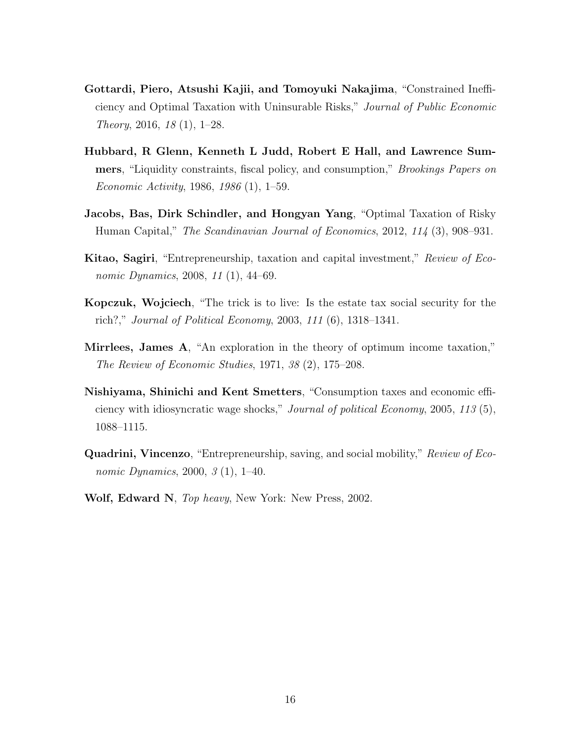**Gottardi, Piero, Atsushi Kajii, and Tomoyuki Nakajima**, "Constrained Inefficiency and Optimal Taxation with Uninsurable Risks," *Journal of Public Economic Theory*, 2016, *18* (1), 1–28.

**Hubbard, R Glenn, Kenneth L Judd, Robert E Hall, and Lawrence Summers**, "Liquidity constraints, fiscal policy, and consumption," *Brookings Papers on Economic Activity*, 1986, *1986* (1), 1–59.

**Jacobs, Bas, Dirk Schindler, and Hongyan Yang**, "Optimal Taxation of Risky Human Capital," *The Scandinavian Journal of Economics*, 2012, *114* (3), 908–931.

**Kitao, Sagiri**, "Entrepreneurship, taxation and capital investment," *Review of Economic Dynamics*, 2008, *11* (1), 44–69.

**Kopczuk, Wojciech**, "The trick is to live: Is the estate tax social security for the rich?," *Journal of Political Economy*, 2003, *111* (6), 1318–1341.

**Mirrlees, James A**, "An exploration in the theory of optimum income taxation," *The Review of Economic Studies*, 1971, *38* (2), 175–208.

**Nishiyama, Shinichi and Kent Smetters**, "Consumption taxes and economic efficiency with idiosyncratic wage shocks," *Journal of political Economy*, 2005, *113* (5), 1088–1115.

**Quadrini, Vincenzo**, "Entrepreneurship, saving, and social mobility," *Review of Economic Dynamics*, 2000, *3* (1), 1–40.

**Wolf, Edward N**, *Top heavy*, New York: New Press, 2002.